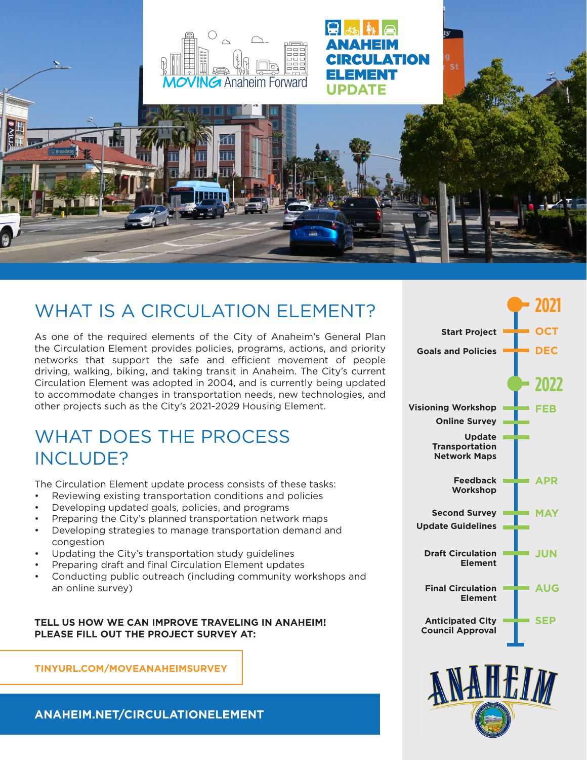MOVING Anaheim Forward

# ANAHEIM CIRCULATION ELEMENT UPDATE

## WHAT IS A CIRCULATION ELEMENT?

As one of the required elements of the City of Anaheim's General Plan the Circulation Element provides policies, programs, actions, and priority networks that support the safe and efficient movement of people driving, walking, biking, and taking transit in Anaheim. The City's current Circulation Element was adopted in 2004, and is currently being updated to accommodate changes in transportation needs, new technologies, and other projects such as the City's 2021-2029 Housing Element.

## WHAT DOES THE PROCESS INCLUDE?

The Circulation Element update process consists of these tasks:

- Reviewing existing transportation conditions and policies
- Developing updated goals, policies, and programs
- Preparing the City's planned transportation network maps
- Developing strategies to manage transportation demand and congestion
- Updating the City's transportation study guidelines
- Preparing draft and final Circulation Element updates
- Conducting public outreach (including community workshops and an online survey)

**TELL US HOW WE CAN IMPROVE TRAVELING IN ANAHEIM! PLEASE FILL OUT THE PROJECT SURVEY AT:**

**TINYURL.COM/MOVEANAHEIMSURVEY**

**ANAHEIM.NET/CIRCULATIONELEMENT**

**2021**

- **Start Project** — OCT
- **Goals and Policies** — DEC

**2022**

- **Visioning Workshop** — FEB
- **Online Survey**
- **Update Transportation Network Maps**
- **Feedback Workshop** — APR
- **Second Survey** — MAY
- **Update Guidelines**
- **Draft Circulation Element** — JUN
- **Final Circulation Element** — AUG
- **Anticipated City Council Approval** — SEP

ANAHEIM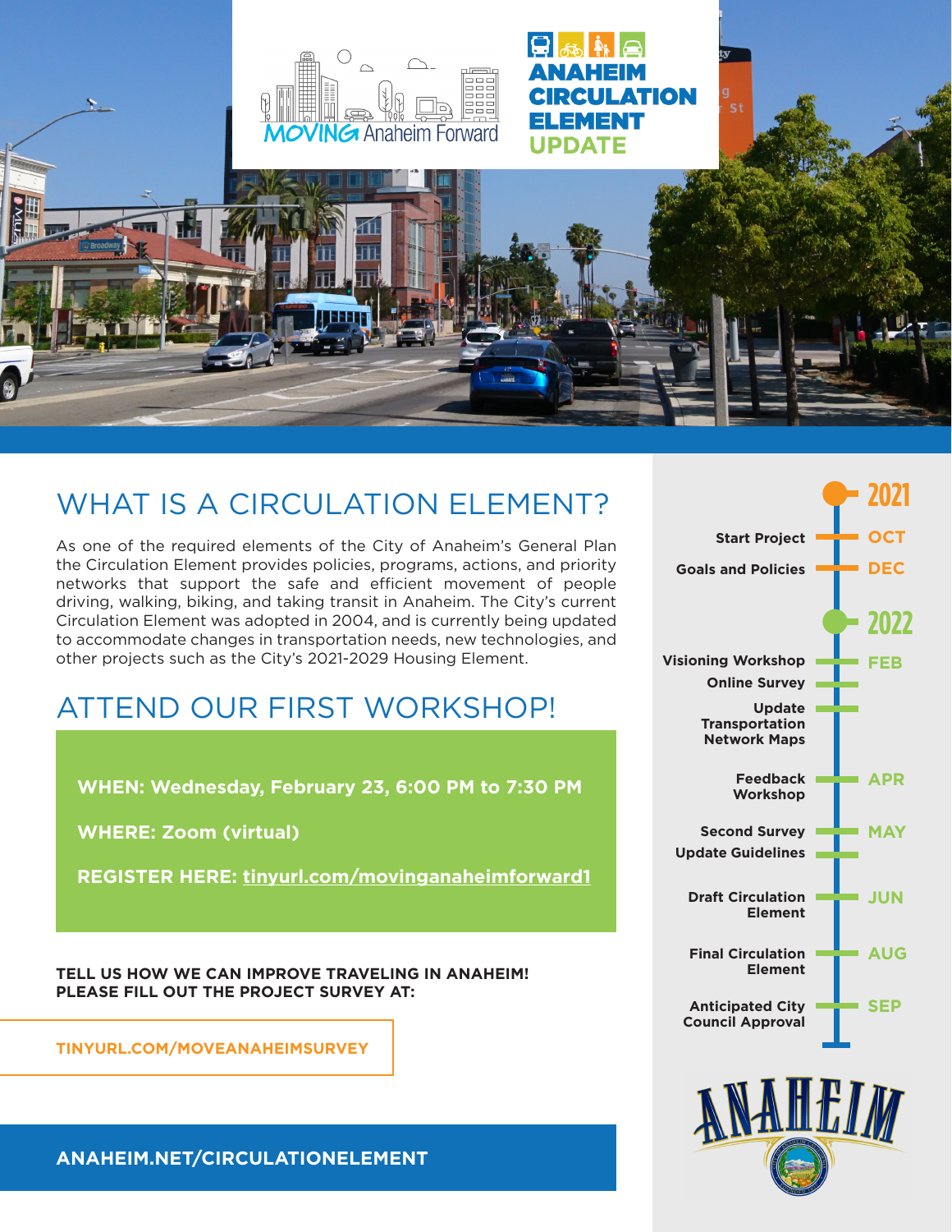MOVING Anaheim Forward

# ANAHEIM CIRCULATION ELEMENT UPDATE

## WHAT IS A CIRCULATION ELEMENT?

As one of the required elements of the City of Anaheim's General Plan the Circulation Element provides policies, programs, actions, and priority networks that support the safe and efficient movement of people driving, walking, biking, and taking transit in Anaheim. The City's current Circulation Element was adopted in 2004, and is currently being updated to accommodate changes in transportation needs, new technologies, and other projects such as the City's 2021-2029 Housing Element.

## ATTEND OUR FIRST WORKSHOP!

**WHEN: Wednesday, February 23, 6:00 PM to 7:30 PM**

**WHERE: Zoom (virtual)**

**REGISTER HERE: tinyurl.com/movinganaheimforward1**

**TELL US HOW WE CAN IMPROVE TRAVELING IN ANAHEIM! PLEASE FILL OUT THE PROJECT SURVEY AT:**

**TINYURL.COM/MOVEANAHEIMSURVEY**

**ANAHEIM.NET/CIRCULATIONELEMENT**

**2021**

- Start Project — OCT
- Goals and Policies — DEC

**2022**

- Visioning Workshop — FEB
- Online Survey
- Update Transportation Network Maps
- Feedback Workshop — APR
- Second Survey — MAY
- Update Guidelines
- Draft Circulation Element — JUN
- Final Circulation Element — AUG
- Anticipated City Council Approval — SEP

ANAHEIM